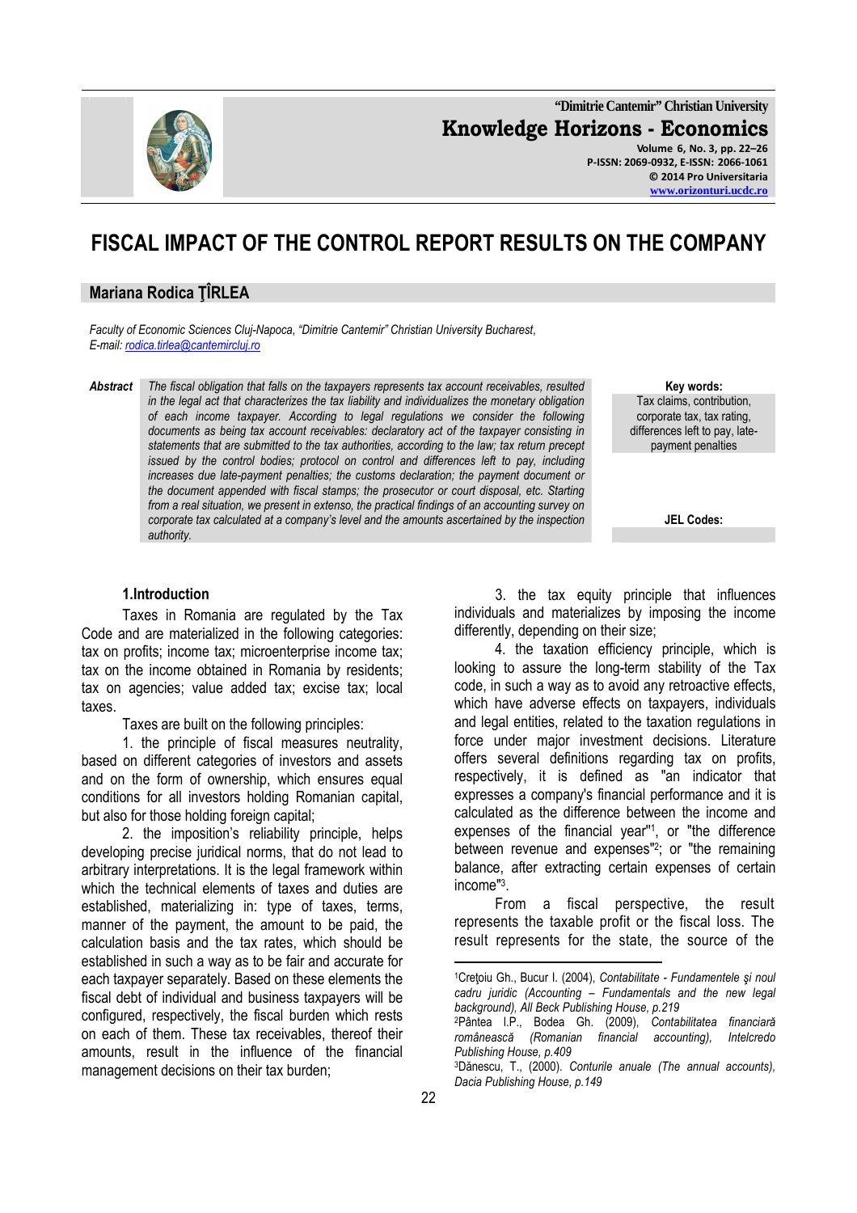# FISCAL IMPACT OF THE CONTROL REPORT RESULTS ON THE COMPANY

## Mariana Rodica ŢÎRLEA

*Faculty of Economic Sciences Cluj-Napoca, "Dimitrie Cantemir" Christian University Bucharest,*
*E-mail: rodica.tirlea@cantemircluj.ro*

***Abstract*** *The fiscal obligation that falls on the taxpayers represents tax account receivables, resulted in the legal act that characterizes the tax liability and individualizes the monetary obligation of each income taxpayer. According to legal regulations we consider the following documents as being tax account receivables: declaratory act of the taxpayer consisting in statements that are submitted to the tax authorities, according to the law; tax return precept issued by the control bodies; protocol on control and differences left to pay, including increases due late-payment penalties; the customs declaration; the payment document or the document appended with fiscal stamps; the prosecutor or court disposal, etc. Starting from a real situation, we present in extenso, the practical findings of an accounting survey on corporate tax calculated at a company's level and the amounts ascertained by the inspection authority.*

**Key words:**
Tax claims, contribution, corporate tax, tax rating, differences left to pay, late-payment penalties

**JEL Codes:**

### 1.Introduction

Taxes in Romania are regulated by the Tax Code and are materialized in the following categories: tax on profits; income tax; microenterprise income tax; tax on the income obtained in Romania by residents; tax on agencies; value added tax; excise tax; local taxes.

Taxes are built on the following principles:

1. the principle of fiscal measures neutrality, based on different categories of investors and assets and on the form of ownership, which ensures equal conditions for all investors holding Romanian capital, but also for those holding foreign capital;

2. the imposition's reliability principle, helps developing precise juridical norms, that do not lead to arbitrary interpretations. It is the legal framework within which the technical elements of taxes and duties are established, materializing in: type of taxes, terms, manner of the payment, the amount to be paid, the calculation basis and the tax rates, which should be established in such a way as to be fair and accurate for each taxpayer separately. Based on these elements the fiscal debt of individual and business taxpayers will be configured, respectively, the fiscal burden which rests on each of them. These tax receivables, thereof their amounts, result in the influence of the financial management decisions on their tax burden;

3. the tax equity principle that influences individuals and materializes by imposing the income differently, depending on their size;

4. the taxation efficiency principle, which is looking to assure the long-term stability of the Tax code, in such a way as to avoid any retroactive effects, which have adverse effects on taxpayers, individuals and legal entities, related to the taxation regulations in force under major investment decisions. Literature offers several definitions regarding tax on profits, respectively, it is defined as "an indicator that expresses a company's financial performance and it is calculated as the difference between the income and expenses of the financial year"[1], or "the difference between revenue and expenses"[2]; or "the remaining balance, after extracting certain expenses of certain income"[3].

From a fiscal perspective, the result represents the taxable profit or the fiscal loss. The result represents for the state, the source of the

---

[1]Creţoiu Gh., Bucur I. (2004), *Contabilitate - Fundamentele şi noul cadru juridic (Accounting – Fundamentals and the new legal background), All Beck Publishing House, p.219*

[2]Pântea I.P., Bodea Gh. (2009), *Contabilitatea financiară românească (Romanian financial accounting), Intelcredo Publishing House, p.409*

[3]Dănescu, T., (2000). *Conturile anuale (The annual accounts), Dacia Publishing House, p.149*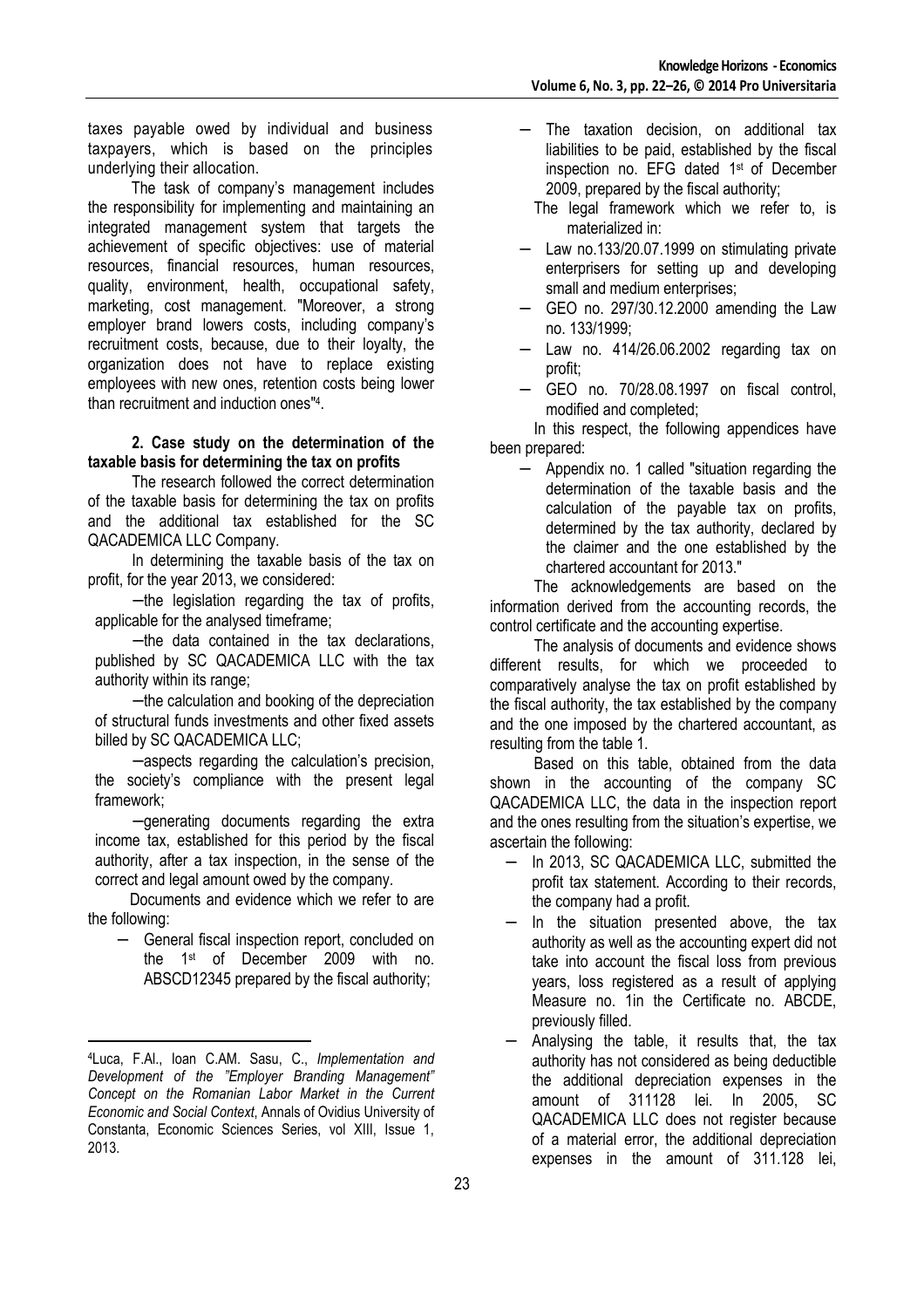taxes payable owed by individual and business taxpayers, which is based on the principles underlying their allocation.

The task of company's management includes the responsibility for implementing and maintaining an integrated management system that targets the achievement of specific objectives: use of material resources, financial resources, human resources, quality, environment, health, occupational safety, marketing, cost management. "Moreover, a strong employer brand lowers costs, including company's recruitment costs, because, due to their loyalty, the organization does not have to replace existing employees with new ones, retention costs being lower than recruitment and induction ones"[4].

**2. Case study on the determination of the taxable basis for determining the tax on profits**

The research followed the correct determination of the taxable basis for determining the tax on profits and the additional tax established for the SC QACADEMICA LLC Company.

In determining the taxable basis of the tax on profit, for the year 2013, we considered:

─the legislation regarding the tax of profits, applicable for the analysed timeframe;

─the data contained in the tax declarations, published by SC QACADEMICA LLC with the tax authority within its range;

─the calculation and booking of the depreciation of structural funds investments and other fixed assets billed by SC QACADEMICA LLC;

─aspects regarding the calculation's precision, the society's compliance with the present legal framework;

─generating documents regarding the extra income tax, established for this period by the fiscal authority, after a tax inspection, in the sense of the correct and legal amount owed by the company.

Documents and evidence which we refer to are the following:

- General fiscal inspection report, concluded on the 1st of December 2009 with no. ABSCD12345 prepared by the fiscal authority;
- The taxation decision, on additional tax liabilities to be paid, established by the fiscal inspection no. EFG dated 1st of December 2009, prepared by the fiscal authority;

The legal framework which we refer to, is materialized in:

- Law no.133/20.07.1999 on stimulating private enterprisers for setting up and developing small and medium enterprises;
- GEO no. 297/30.12.2000 amending the Law no. 133/1999;
- Law no. 414/26.06.2002 regarding tax on profit;
- GEO no. 70/28.08.1997 on fiscal control, modified and completed;

In this respect, the following appendices have been prepared:

- Appendix no. 1 called "situation regarding the determination of the taxable basis and the calculation of the payable tax on profits, determined by the tax authority, declared by the claimer and the one established by the chartered accountant for 2013."

The acknowledgements are based on the information derived from the accounting records, the control certificate and the accounting expertise.

The analysis of documents and evidence shows different results, for which we proceeded to comparatively analyse the tax on profit established by the fiscal authority, the tax established by the company and the one imposed by the chartered accountant, as resulting from the table 1.

Based on this table, obtained from the data shown in the accounting of the company SC QACADEMICA LLC, the data in the inspection report and the ones resulting from the situation's expertise, we ascertain the following:

- In 2013, SC QACADEMICA LLC, submitted the profit tax statement. According to their records, the company had a profit.
- In the situation presented above, the tax authority as well as the accounting expert did not take into account the fiscal loss from previous years, loss registered as a result of applying Measure no. 1in the Certificate no. ABCDE, previously filled.
- Analysing the table, it results that, the tax authority has not considered as being deductible the additional depreciation expenses in the amount of 311128 lei. In 2005, SC QACADEMICA LLC does not register because of a material error, the additional depreciation expenses in the amount of 311.128 lei,

[4] Luca, F.Al., Ioan C.AM. Sasu, C., *Implementation and Development of the "Employer Branding Management" Concept on the Romanian Labor Market in the Current Economic and Social Context*, Annals of Ovidius University of Constanta, Economic Sciences Series, vol XIII, Issue 1, 2013.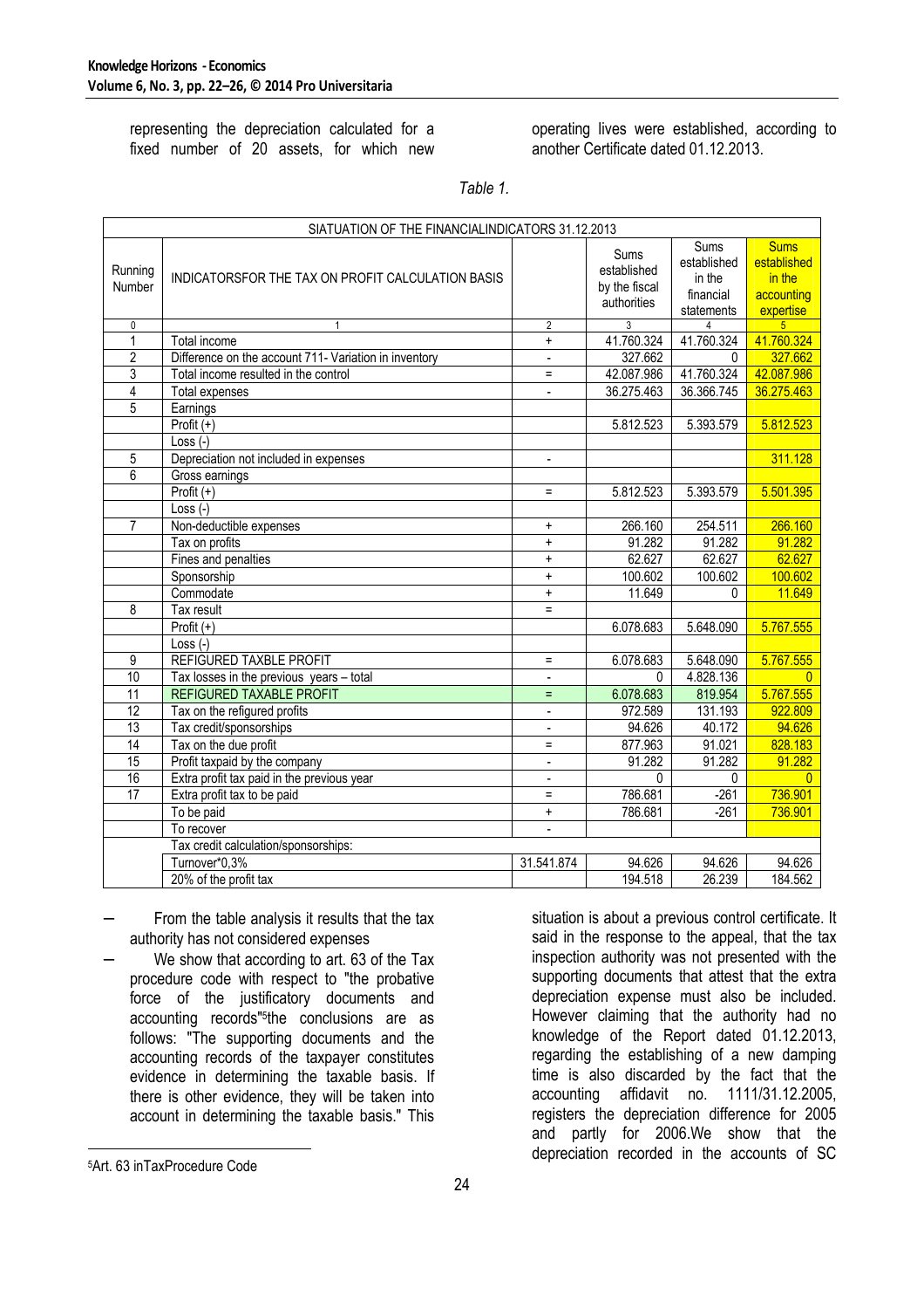representing the depreciation calculated for a fixed number of 20 assets, for which new operating lives were established, according to another Certificate dated 01.12.2013.

*Table 1.*

| SIATUATION OF THE FINANCIALINDICATORS 31.12.2013 | | | | | |
|---|---|---|---|---|---|
| Running Number | INDICATORSFOR THE TAX ON PROFIT CALCULATION BASIS | | Sums established by the fiscal authorities | Sums established in the financial statements | Sums established in the accounting expertise |
| 0 | 1 | 2 | 3 | 4 | 5 |
| 1 | Total income | + | 41.760.324 | 41.760.324 | 41.760.324 |
| 2 | Difference on the account 711- Variation in inventory | - | 327.662 | 0 | 327.662 |
| 3 | Total income resulted in the control | = | 42.087.986 | 41.760.324 | 42.087.986 |
| 4 | Total expenses | - | 36.275.463 | 36.366.745 | 36.275.463 |
| 5 | Earnings | | | | |
| | Profit (+) | | 5.812.523 | 5.393.579 | 5.812.523 |
| | Loss (-) | | | | |
| 5 | Depreciation not included in expenses | - | | | 311.128 |
| 6 | Gross earnings | | | | |
| | Profit (+) | = | 5.812.523 | 5.393.579 | 5.501.395 |
| | Loss (-) | | | | |
| 7 | Non-deductible expenses | + | 266.160 | 254.511 | 266.160 |
| | Tax on profits | + | 91.282 | 91.282 | 91.282 |
| | Fines and penalties | + | 62.627 | 62.627 | 62.627 |
| | Sponsorship | + | 100.602 | 100.602 | 100.602 |
| | Commodate | + | 11.649 | 0 | 11.649 |
| 8 | Tax result | = | | | |
| | Profit (+) | | 6.078.683 | 5.648.090 | 5.767.555 |
| | Loss (-) | | | | |
| 9 | REFIGURED TAXBLE PROFIT | = | 6.078.683 | 5.648.090 | 5.767.555 |
| 10 | Tax losses in the previous years – total | - | 0 | 4.828.136 | 0 |
| 11 | REFIGURED TAXABLE PROFIT | = | 6.078.683 | 819.954 | 5.767.555 |
| 12 | Tax on the refigured profits | - | 972.589 | 131.193 | 922.809 |
| 13 | Tax credit/sponsorships | - | 94.626 | 40.172 | 94.626 |
| 14 | Tax on the due profit | = | 877.963 | 91.021 | 828.183 |
| 15 | Profit taxpaid by the company | - | 91.282 | 91.282 | 91.282 |
| 16 | Extra profit tax paid in the previous year | - | 0 | 0 | 0 |
| 17 | Extra profit tax to be paid | = | 786.681 | -261 | 736.901 |
| | To be paid | + | 786.681 | -261 | 736.901 |
| | To recover | - | | | |
| | Tax credit calculation/sponsorships: | | | | |
| | Turnover*0,3% | 31.541.874 | 94.626 | 94.626 | 94.626 |
| | 20% of the profit tax | | 194.518 | 26.239 | 184.562 |

- From the table analysis it results that the tax authority has not considered expenses
- We show that according to art. 63 of the Tax procedure code with respect to "the probative force of the justificatory documents and accounting records"[5]the conclusions are as follows: "The supporting documents and the accounting records of the taxpayer constitutes evidence in determining the taxable basis. If there is other evidence, they will be taken into account in determining the taxable basis." This situation is about a previous control certificate. It said in the response to the appeal, that the tax inspection authority was not presented with the supporting documents that attest that the extra depreciation expense must also be included. However claiming that the authority had no knowledge of the Report dated 01.12.2013, regarding the establishing of a new damping time is also discarded by the fact that the accounting affidavit no. 1111/31.12.2005, registers the depreciation difference for 2005 and partly for 2006.We show that the depreciation recorded in the accounts of SC

[5]Art. 63 inTaxProcedure Code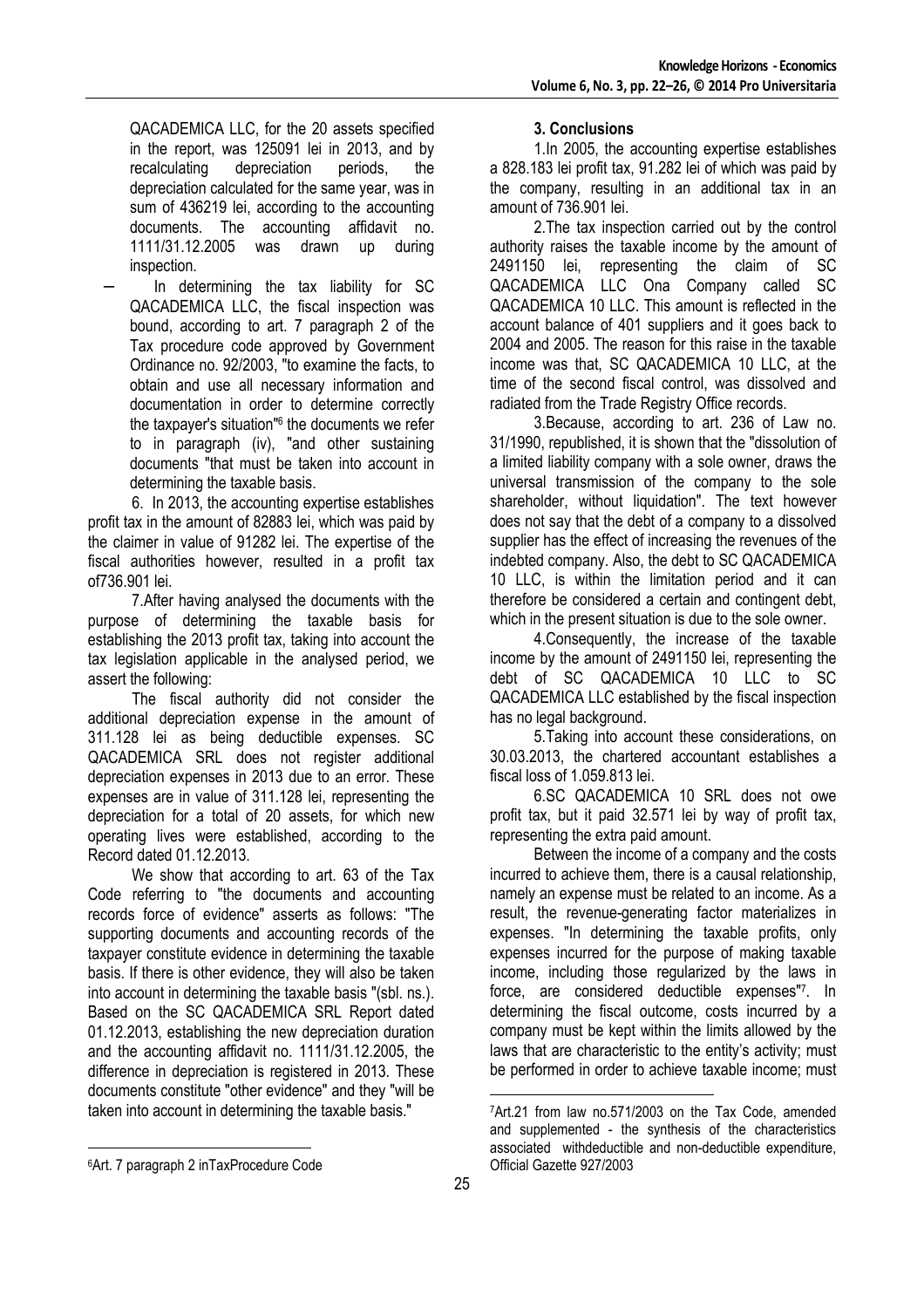QACADEMICA LLC, for the 20 assets specified in the report, was 125091 lei in 2013, and by recalculating depreciation periods, the depreciation calculated for the same year, was in sum of 436219 lei, according to the accounting documents. The accounting affidavit no. 1111/31.12.2005 was drawn up during inspection.

- In determining the tax liability for SC QACADEMICA LLC, the fiscal inspection was bound, according to art. 7 paragraph 2 of the Tax procedure code approved by Government Ordinance no. 92/2003, "to examine the facts, to obtain and use all necessary information and documentation in order to determine correctly the taxpayer's situation"[6] the documents we refer to in paragraph (iv), "and other sustaining documents "that must be taken into account in determining the taxable basis.

6. In 2013, the accounting expertise establishes profit tax in the amount of 82883 lei, which was paid by the claimer in value of 91282 lei. The expertise of the fiscal authorities however, resulted in a profit tax of736.901 lei.

7.After having analysed the documents with the purpose of determining the taxable basis for establishing the 2013 profit tax, taking into account the tax legislation applicable in the analysed period, we assert the following:

The fiscal authority did not consider the additional depreciation expense in the amount of 311.128 lei as being deductible expenses. SC QACADEMICA SRL does not register additional depreciation expenses in 2013 due to an error. These expenses are in value of 311.128 lei, representing the depreciation for a total of 20 assets, for which new operating lives were established, according to the Record dated 01.12.2013.

We show that according to art. 63 of the Tax Code referring to "the documents and accounting records force of evidence" asserts as follows: "The supporting documents and accounting records of the taxpayer constitute evidence in determining the taxable basis. If there is other evidence, they will also be taken into account in determining the taxable basis "(sbl. ns.). Based on the SC QACADEMICA SRL Report dated 01.12.2013, establishing the new depreciation duration and the accounting affidavit no. 1111/31.12.2005, the difference in depreciation is registered in 2013. These documents constitute "other evidence" and they "will be taken into account in determining the taxable basis."

### 3. Conclusions

1.In 2005, the accounting expertise establishes a 828.183 lei profit tax, 91.282 lei of which was paid by the company, resulting in an additional tax in an amount of 736.901 lei.

2.The tax inspection carried out by the control authority raises the taxable income by the amount of 2491150 lei, representing the claim of SC QACADEMICA LLC Ona Company called SC QACADEMICA 10 LLC. This amount is reflected in the account balance of 401 suppliers and it goes back to 2004 and 2005. The reason for this raise in the taxable income was that, SC QACADEMICA 10 LLC, at the time of the second fiscal control, was dissolved and radiated from the Trade Registry Office records.

3.Because, according to art. 236 of Law no. 31/1990, republished, it is shown that the "dissolution of a limited liability company with a sole owner, draws the universal transmission of the company to the sole shareholder, without liquidation". The text however does not say that the debt of a company to a dissolved supplier has the effect of increasing the revenues of the indebted company. Also, the debt to SC QACADEMICA 10 LLC, is within the limitation period and it can therefore be considered a certain and contingent debt, which in the present situation is due to the sole owner.

4.Consequently, the increase of the taxable income by the amount of 2491150 lei, representing the debt of SC QACADEMICA 10 LLC to SC QACADEMICA LLC established by the fiscal inspection has no legal background.

5.Taking into account these considerations, on 30.03.2013, the chartered accountant establishes a fiscal loss of 1.059.813 lei.

6.SC QACADEMICA 10 SRL does not owe profit tax, but it paid 32.571 lei by way of profit tax, representing the extra paid amount.

Between the income of a company and the costs incurred to achieve them, there is a causal relationship, namely an expense must be related to an income. As a result, the revenue-generating factor materializes in expenses. "In determining the taxable profits, only expenses incurred for the purpose of making taxable income, including those regularized by the laws in force, are considered deductible expenses"[7]. In determining the fiscal outcome, costs incurred by a company must be kept within the limits allowed by the laws that are characteristic to the entity's activity; must be performed in order to achieve taxable income; must

---

[6]Art. 7 paragraph 2 inTaxProcedure Code

[7]Art.21 from law no.571/2003 on the Tax Code, amended and supplemented - the synthesis of the characteristics associated withdeductible and non-deductible expenditure, Official Gazette 927/2003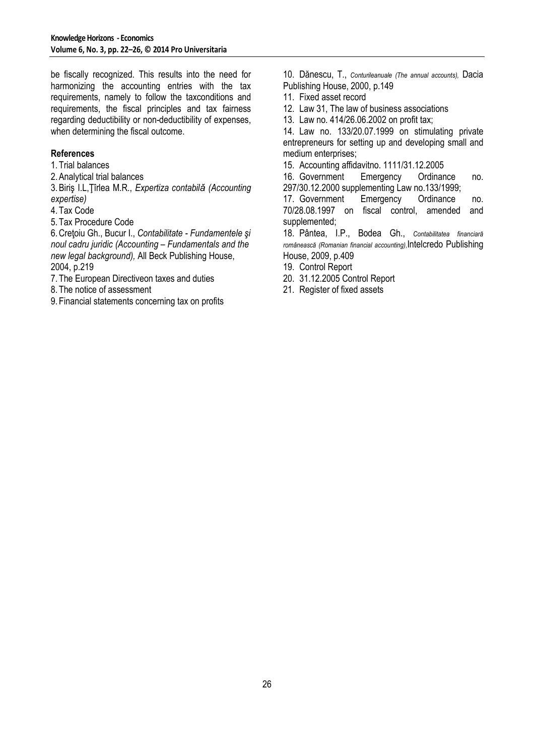be fiscally recognized. This results into the need for harmonizing the accounting entries with the tax requirements, namely to follow the taxconditions and requirements, the fiscal principles and tax fairness regarding deductibility or non-deductibility of expenses, when determining the fiscal outcome.

## References

1. Trial balances
2. Analytical trial balances
3. Biriş I.L,Ţîrlea M.R., *Expertiza contabilă (Accounting expertise)*
4. Tax Code
5. Tax Procedure Code
6. Creţoiu Gh., Bucur I., *Contabilitate - Fundamentele şi noul cadru juridic (Accounting – Fundamentals and the new legal background),* All Beck Publishing House, 2004, p.219
7. The European Directiveon taxes and duties
8. The notice of assessment
9. Financial statements concerning tax on profits
10. Dănescu, T., *Conturileanuale (The annual accounts),* Dacia Publishing House, 2000, p.149
11. Fixed asset record
12. Law 31, The law of business associations
13. Law no. 414/26.06.2002 on profit tax;
14. Law no. 133/20.07.1999 on stimulating private entrepreneurs for setting up and developing small and medium enterprises;
15. Accounting affidavitno. 1111/31.12.2005
16. Government Emergency Ordinance no. 297/30.12.2000 supplementing Law no.133/1999;
17. Government Emergency Ordinance no. 70/28.08.1997 on fiscal control, amended and supplemented;
18. Pântea, I.P., Bodea Gh., *Contabilitatea financiară românească (Romanian financial accounting),*Intelcredo Publishing House, 2009, p.409
19. Control Report
20. 31.12.2005 Control Report
21. Register of fixed assets